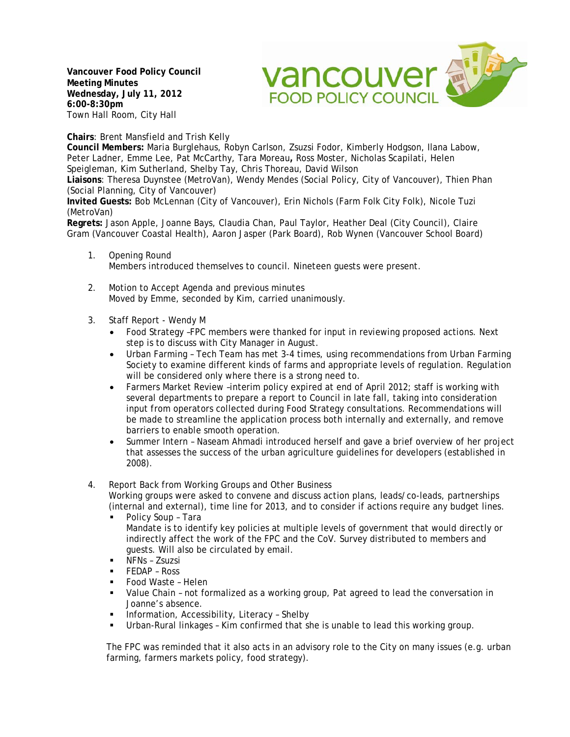**Vancouver Food Policy Council**
**Meeting Minutes**
**Wednesday, July 11, 2012**
**6:00-8:30pm**
Town Hall Room, City Hall

**Chairs**: Brent Mansfield and Trish Kelly
**Council Members:** Maria Burglehaus, Robyn Carlson, Zsuzsi Fodor, Kimberly Hodgson, Ilana Labow, Peter Ladner, Emme Lee, Pat McCarthy, Tara Moreau**,** Ross Moster, Nicholas Scapilati, Helen Speigleman, Kim Sutherland, Shelby Tay, Chris Thoreau, David Wilson
**Liaisons**: Theresa Duynstee (MetroVan), Wendy Mendes (Social Policy, City of Vancouver), Thien Phan (Social Planning, City of Vancouver)
**Invited Guests:** Bob McLennan (City of Vancouver), Erin Nichols (Farm Folk City Folk), Nicole Tuzi (MetroVan)
**Regrets:** Jason Apple, Joanne Bays, Claudia Chan, Paul Taylor, Heather Deal (City Council), Claire Gram (Vancouver Coastal Health), Aaron Jasper (Park Board), Rob Wynen (Vancouver School Board)

1. Opening Round
   Members introduced themselves to council. Nineteen guests were present.

2. Motion to Accept Agenda and previous minutes
   Moved by Emme, seconded by Kim, carried unanimously.

3. Staff Report - Wendy M
   - Food Strategy –FPC members were thanked for input in reviewing proposed actions. Next step is to discuss with City Manager in August.
   - Urban Farming – Tech Team has met 3-4 times, using recommendations from Urban Farming Society to examine different kinds of farms and appropriate levels of regulation. Regulation will be considered only where there is a strong need to.
   - Farmers Market Review –interim policy expired at end of April 2012; staff is working with several departments to prepare a report to Council in late fall, taking into consideration input from operators collected during Food Strategy consultations. Recommendations will be made to streamline the application process both internally and externally, and remove barriers to enable smooth operation.
   - Summer Intern – Naseam Ahmadi introduced herself and gave a brief overview of her project that assesses the success of the urban agriculture guidelines for developers (established in 2008).

4. Report Back from Working Groups and Other Business
   Working groups were asked to convene and discuss action plans, leads/co-leads, partnerships (internal and external), time line for 2013, and to consider if actions require any budget lines.
   - Policy Soup – Tara
     Mandate is to identify key policies at multiple levels of government that would directly or indirectly affect the work of the FPC and the CoV. Survey distributed to members and guests. Will also be circulated by email.
   - NFNs – Zsuzsi
   - FEDAP – Ross
   - Food Waste – Helen
   - Value Chain – not formalized as a working group, Pat agreed to lead the conversation in Joanne's absence.
   - Information, Accessibility, Literacy – Shelby
   - Urban-Rural linkages – Kim confirmed that she is unable to lead this working group.

   The FPC was reminded that it also acts in an advisory role to the City on many issues (e.g. urban farming, farmers markets policy, food strategy).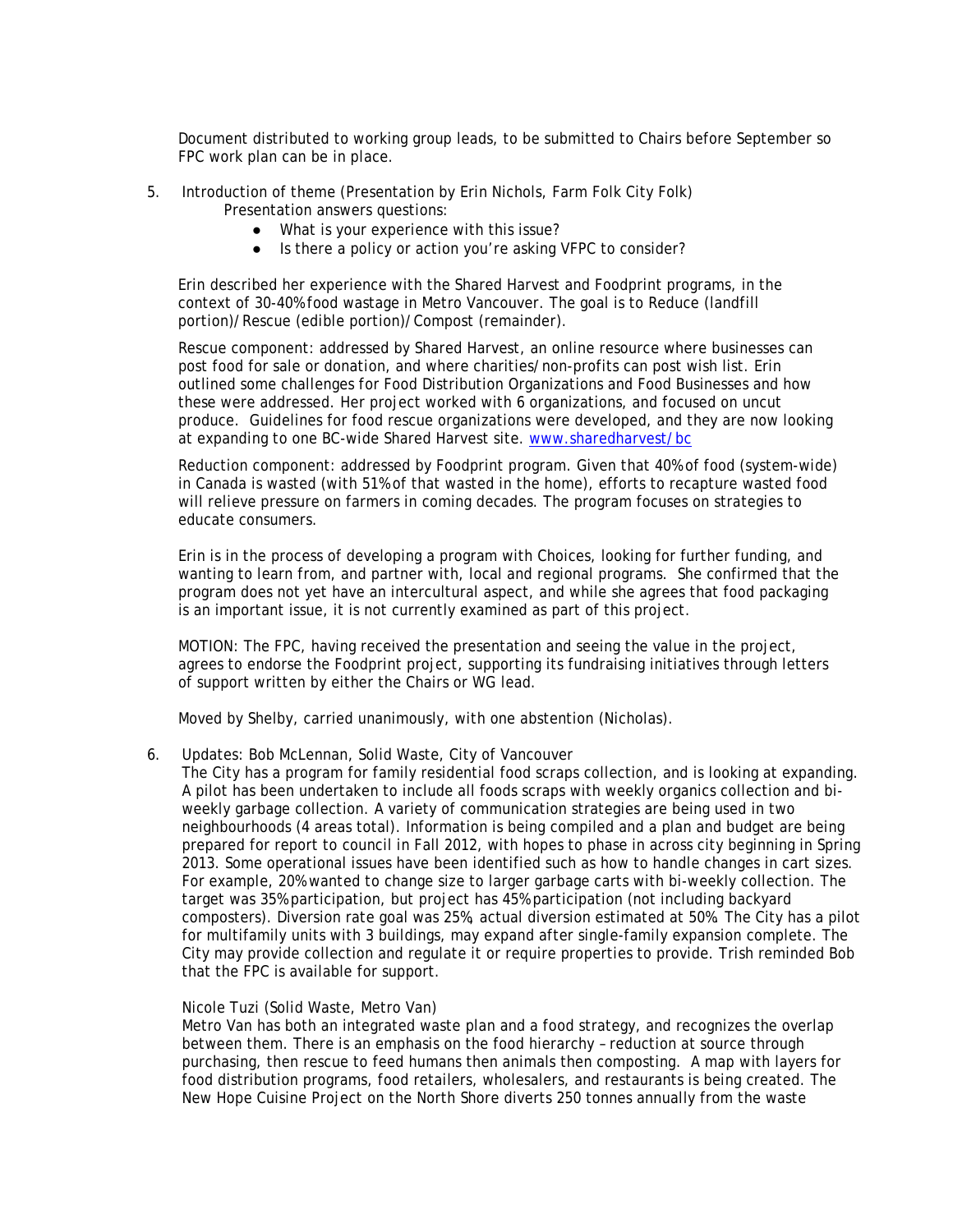Document distributed to working group leads, to be submitted to Chairs before September so FPC work plan can be in place.

5. Introduction of theme (Presentation by Erin Nichols, Farm Folk City Folk)
   Presentation answers questions:
   - What is your experience with this issue?
   - Is there a policy or action you're asking VFPC to consider?

   Erin described her experience with the Shared Harvest and Foodprint programs, in the context of 30-40% food wastage in Metro Vancouver. The goal is to Reduce (landfill portion)/Rescue (edible portion)/Compost (remainder).

   Rescue component: addressed by Shared Harvest, an online resource where businesses can post food for sale or donation, and where charities/non-profits can post wish list. Erin outlined some challenges for Food Distribution Organizations and Food Businesses and how these were addressed. Her project worked with 6 organizations, and focused on uncut produce. Guidelines for food rescue organizations were developed, and they are now looking at expanding to one BC-wide Shared Harvest site. [www.sharedharvest/bc](www.sharedharvest/bc)

   Reduction component: addressed by Foodprint program. Given that 40% of food (system-wide) in Canada is wasted (with 51% of that wasted in the home), efforts to recapture wasted food will relieve pressure on farmers in coming decades. The program focuses on strategies to educate consumers.

   Erin is in the process of developing a program with Choices, looking for further funding, and wanting to learn from, and partner with, local and regional programs. She confirmed that the program does not yet have an intercultural aspect, and while she agrees that food packaging is an important issue, it is not currently examined as part of this project.

   MOTION: The FPC, having received the presentation and seeing the value in the project, agrees to endorse the Foodprint project, supporting its fundraising initiatives through letters of support written by either the Chairs or WG lead.

   Moved by Shelby, carried unanimously, with one abstention (Nicholas).

6. Updates: Bob McLennan, Solid Waste, City of Vancouver
   The City has a program for family residential food scraps collection, and is looking at expanding. A pilot has been undertaken to include all foods scraps with weekly organics collection and bi-weekly garbage collection. A variety of communication strategies are being used in two neighbourhoods (4 areas total). Information is being compiled and a plan and budget are being prepared for report to council in Fall 2012, with hopes to phase in across city beginning in Spring 2013. Some operational issues have been identified such as how to handle changes in cart sizes. For example, 20% wanted to change size to larger garbage carts with bi-weekly collection. The target was 35% participation, but project has 45% participation (not including backyard composters). Diversion rate goal was 25%, actual diversion estimated at 50%. The City has a pilot for multifamily units with 3 buildings, may expand after single-family expansion complete. The City may provide collection and regulate it or require properties to provide. Trish reminded Bob that the FPC is available for support.

   Nicole Tuzi (Solid Waste, Metro Van)
   Metro Van has both an integrated waste plan and a food strategy, and recognizes the overlap between them. There is an emphasis on the food hierarchy – reduction at source through purchasing, then rescue to feed humans then animals then composting. A map with layers for food distribution programs, food retailers, wholesalers, and restaurants is being created. The New Hope Cuisine Project on the North Shore diverts 250 tonnes annually from the waste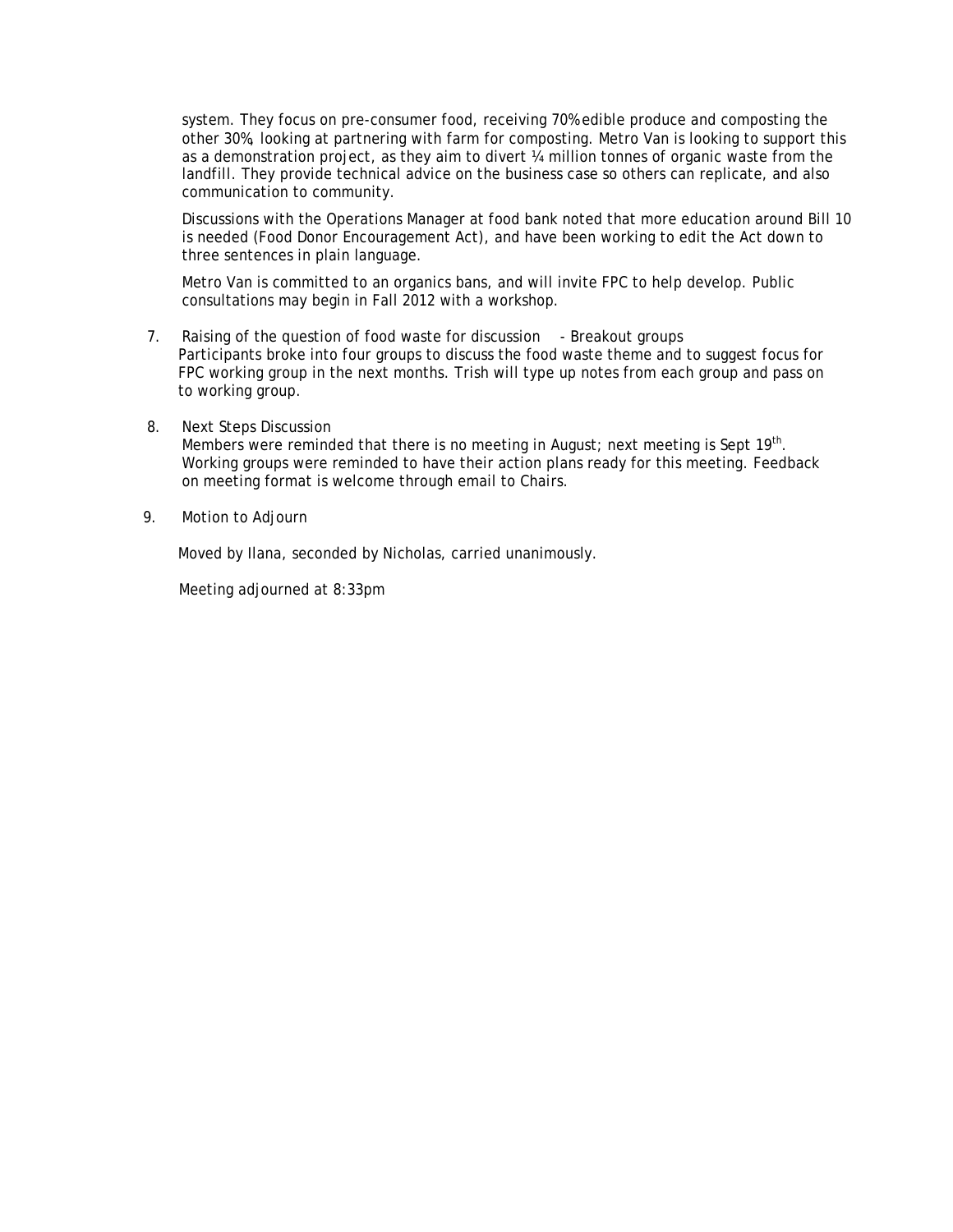system. They focus on pre-consumer food, receiving 70% edible produce and composting the other 30%, looking at partnering with farm for composting. Metro Van is looking to support this as a demonstration project, as they aim to divert ¼ million tonnes of organic waste from the landfill. They provide technical advice on the business case so others can replicate, and also communication to community.

Discussions with the Operations Manager at food bank noted that more education around Bill 10 is needed (Food Donor Encouragement Act), and have been working to edit the Act down to three sentences in plain language.

Metro Van is committed to an organics bans, and will invite FPC to help develop. Public consultations may begin in Fall 2012 with a workshop.

7. Raising of the question of food waste for discussion - Breakout groups
   Participants broke into four groups to discuss the food waste theme and to suggest focus for FPC working group in the next months. Trish will type up notes from each group and pass on to working group.

8. Next Steps Discussion
   Members were reminded that there is no meeting in August; next meeting is Sept 19th. Working groups were reminded to have their action plans ready for this meeting. Feedback on meeting format is welcome through email to Chairs.

9. Motion to Adjourn

   Moved by Ilana, seconded by Nicholas, carried unanimously.

   Meeting adjourned at 8:33pm